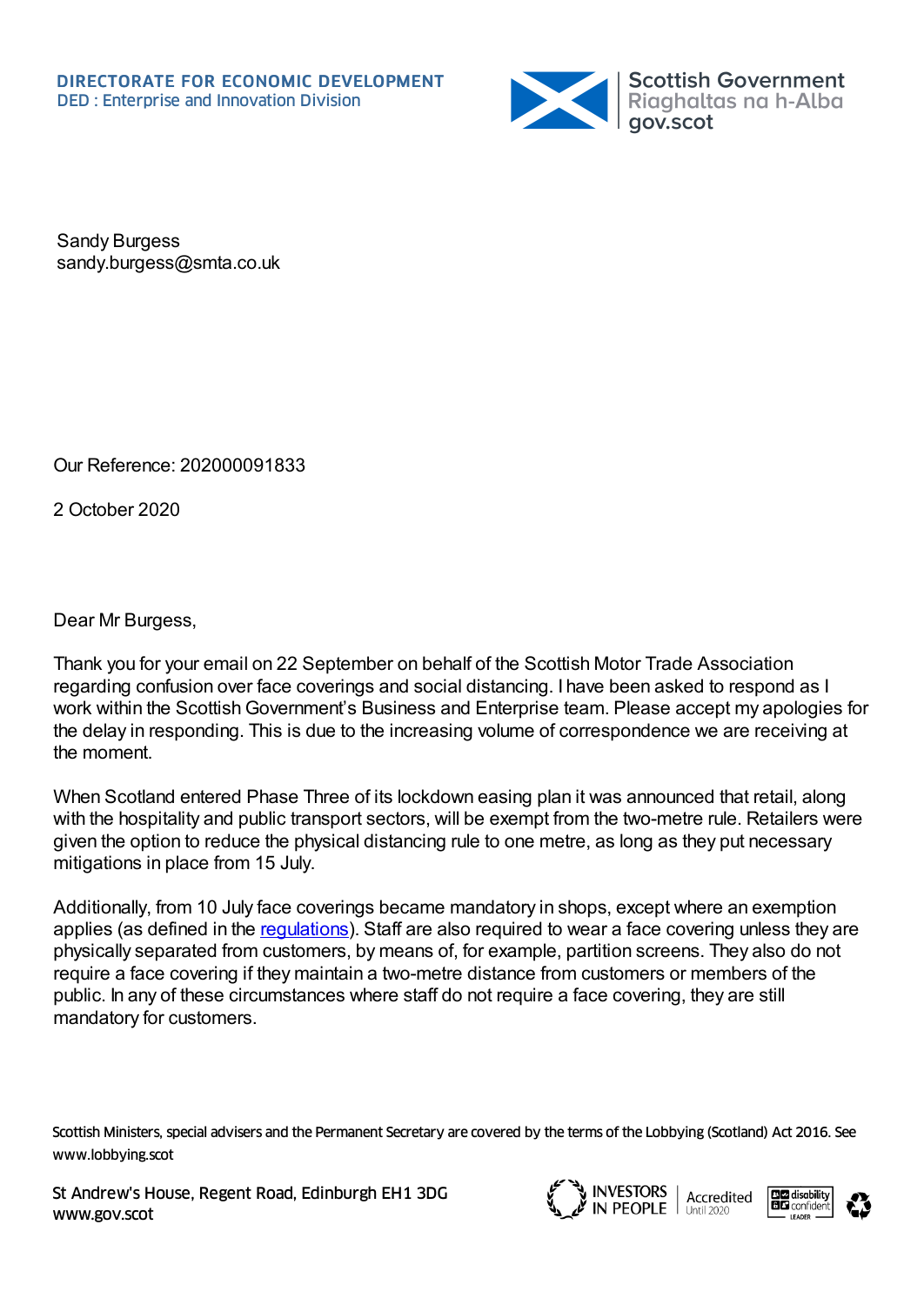**DIRECTORATE FOR ECONOMIC DEVELOPMENT**
DED : Enterprise and Innovation Division

Scottish Government
Riaghaltas na h-Alba
gov.scot

Sandy Burgess
sandy.burgess@smta.co.uk

Our Reference: 202000091833

2 October 2020

Dear Mr Burgess,

Thank you for your email on 22 September on behalf of the Scottish Motor Trade Association regarding confusion over face coverings and social distancing. I have been asked to respond as I work within the Scottish Government's Business and Enterprise team. Please accept my apologies for the delay in responding. This is due to the increasing volume of correspondence we are receiving at the moment.

When Scotland entered Phase Three of its lockdown easing plan it was announced that retail, along with the hospitality and public transport sectors, will be exempt from the two-metre rule. Retailers were given the option to reduce the physical distancing rule to one metre, as long as they put necessary mitigations in place from 15 July.

Additionally, from 10 July face coverings became mandatory in shops, except where an exemption applies (as defined in the regulations). Staff are also required to wear a face covering unless they are physically separated from customers, by means of, for example, partition screens. They also do not require a face covering if they maintain a two-metre distance from customers or members of the public. In any of these circumstances where staff do not require a face covering, they are still mandatory for customers.

Scottish Ministers, special advisers and the Permanent Secretary are covered by the terms of the Lobbying (Scotland) Act 2016. See www.lobbying.scot

St Andrew's House, Regent Road, Edinburgh EH1 3DG
www.gov.scot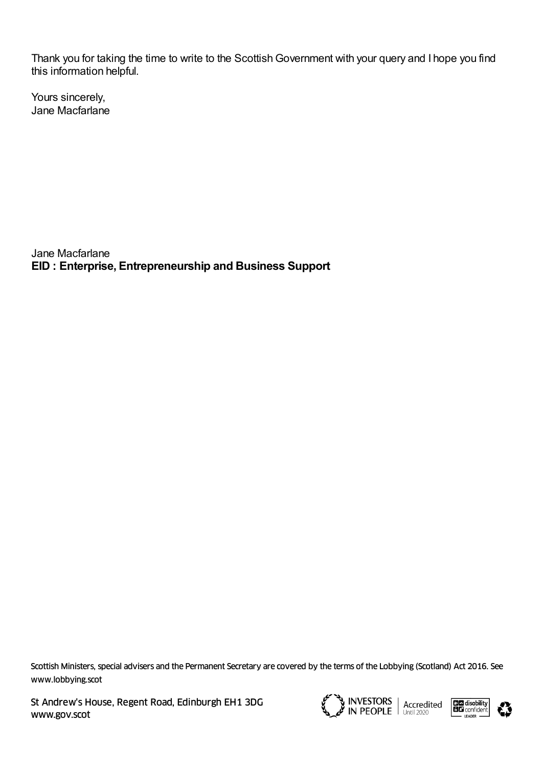Thank you for taking the time to write to the Scottish Government with your query and I hope you find this information helpful.

Yours sincerely,
Jane Macfarlane

Jane Macfarlane
**EID : Enterprise, Entrepreneurship and Business Support**

Scottish Ministers, special advisers and the Permanent Secretary are covered by the terms of the Lobbying (Scotland) Act 2016. See www.lobbying.scot

St Andrew's House, Regent Road, Edinburgh EH1 3DG
www.gov.scot